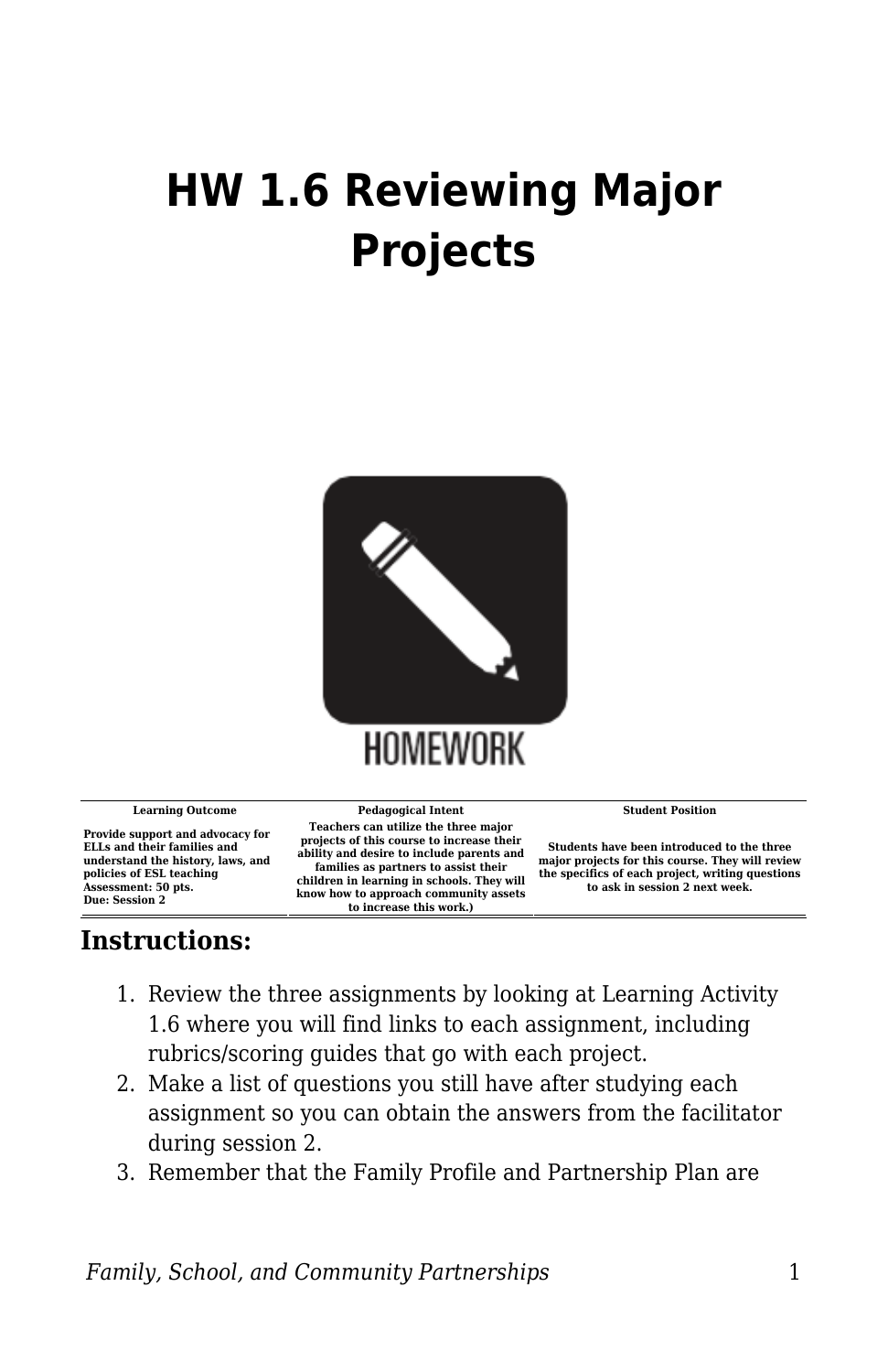# HW 1.6 Reviewing Major Projects

| Learning Outcome | Pedagogical Intent | Student Position |
|---|---|---|
| Provide support and advocacy for ELLs and their families and understand the history, laws, and policies of ESL teaching<br>Assessment: 50 pts.<br>Due: Session 2 | Teachers can utilize the three major projects of this course to increase their ability and desire to include parents and families as partners to assist their children in learning in schools. They will know how to approach community assets to increase this work.) | Students have been introduced to the three major projects for this course. They will review the specifics of each project, writing questions to ask in session 2 next week. |

## Instructions:

1. Review the three assignments by looking at Learning Activity 1.6 where you will find links to each assignment, including rubrics/scoring guides that go with each project.
2. Make a list of questions you still have after studying each assignment so you can obtain the answers from the facilitator during session 2.
3. Remember that the Family Profile and Partnership Plan are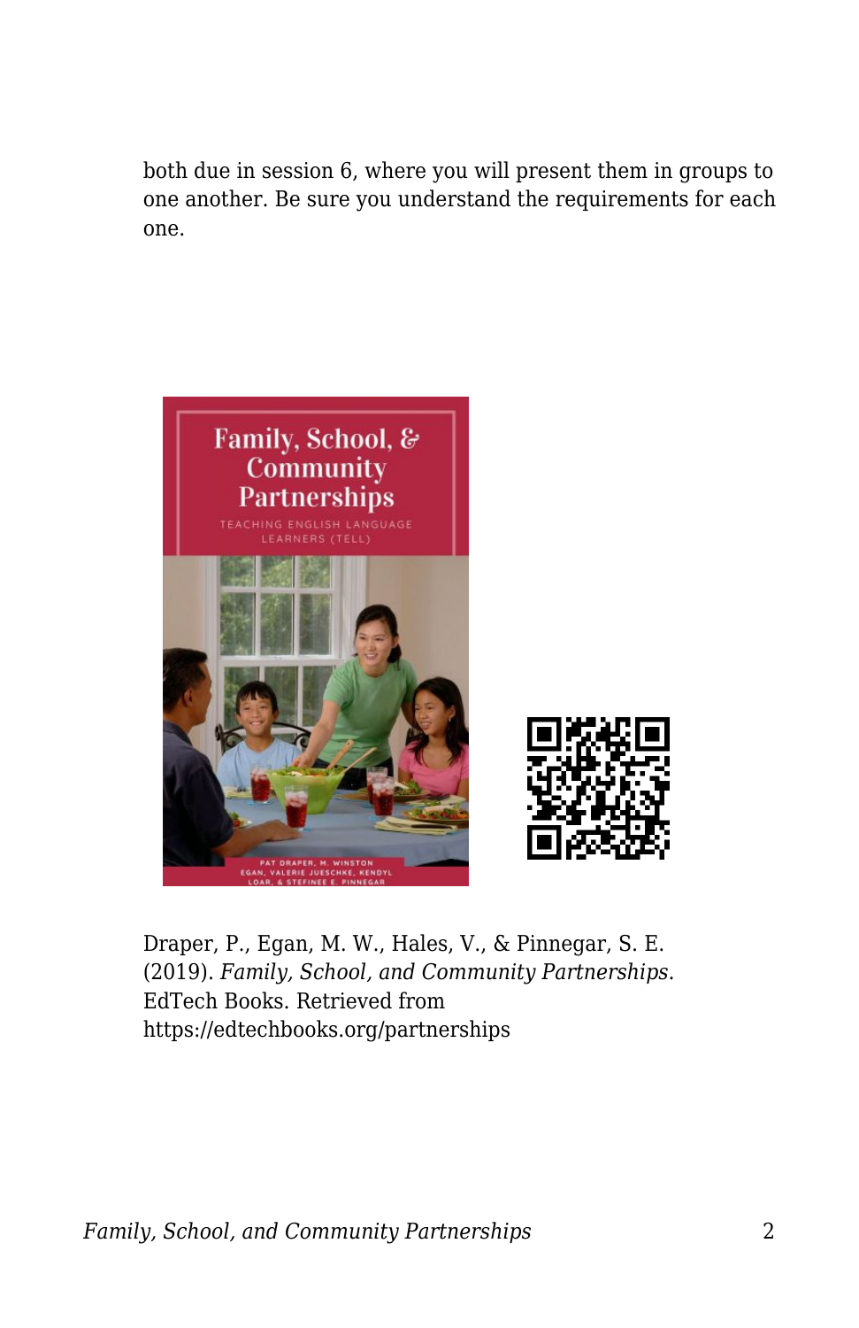both due in session 6, where you will present them in groups to one another. Be sure you understand the requirements for each one.

Draper, P., Egan, M. W., Hales, V., & Pinnegar, S. E. (2019). *Family, School, and Community Partnerships*. EdTech Books. Retrieved from https://edtechbooks.org/partnerships